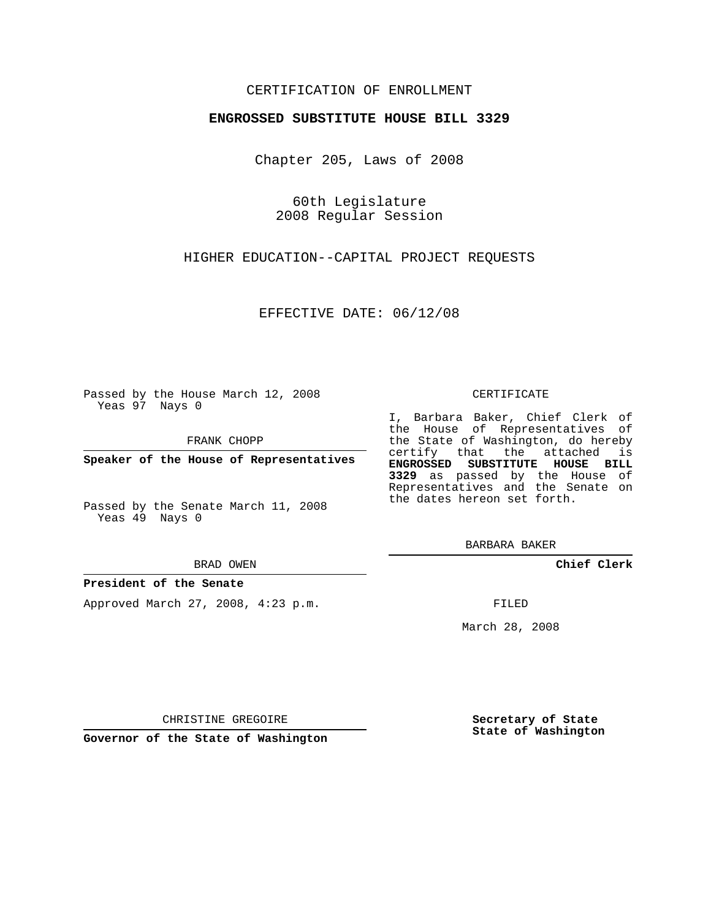CERTIFICATION OF ENROLLMENT

**ENGROSSED SUBSTITUTE HOUSE BILL 3329**

Chapter 205, Laws of 2008

60th Legislature
2008 Regular Session

HIGHER EDUCATION--CAPITAL PROJECT REQUESTS

EFFECTIVE DATE: 06/12/08

Passed by the House March 12, 2008
Yeas 97 Nays 0

FRANK CHOPP

**Speaker of the House of Representatives**

Passed by the Senate March 11, 2008
Yeas 49 Nays 0

BRAD OWEN

**President of the Senate**

Approved March 27, 2008, 4:23 p.m.

CHRISTINE GREGOIRE

**Governor of the State of Washington**

CERTIFICATE

I, Barbara Baker, Chief Clerk of the House of Representatives of the State of Washington, do hereby certify that the attached is **ENGROSSED SUBSTITUTE HOUSE BILL 3329** as passed by the House of Representatives and the Senate on the dates hereon set forth.

BARBARA BAKER

**Chief Clerk**

FILED

March 28, 2008

**Secretary of State**
**State of Washington**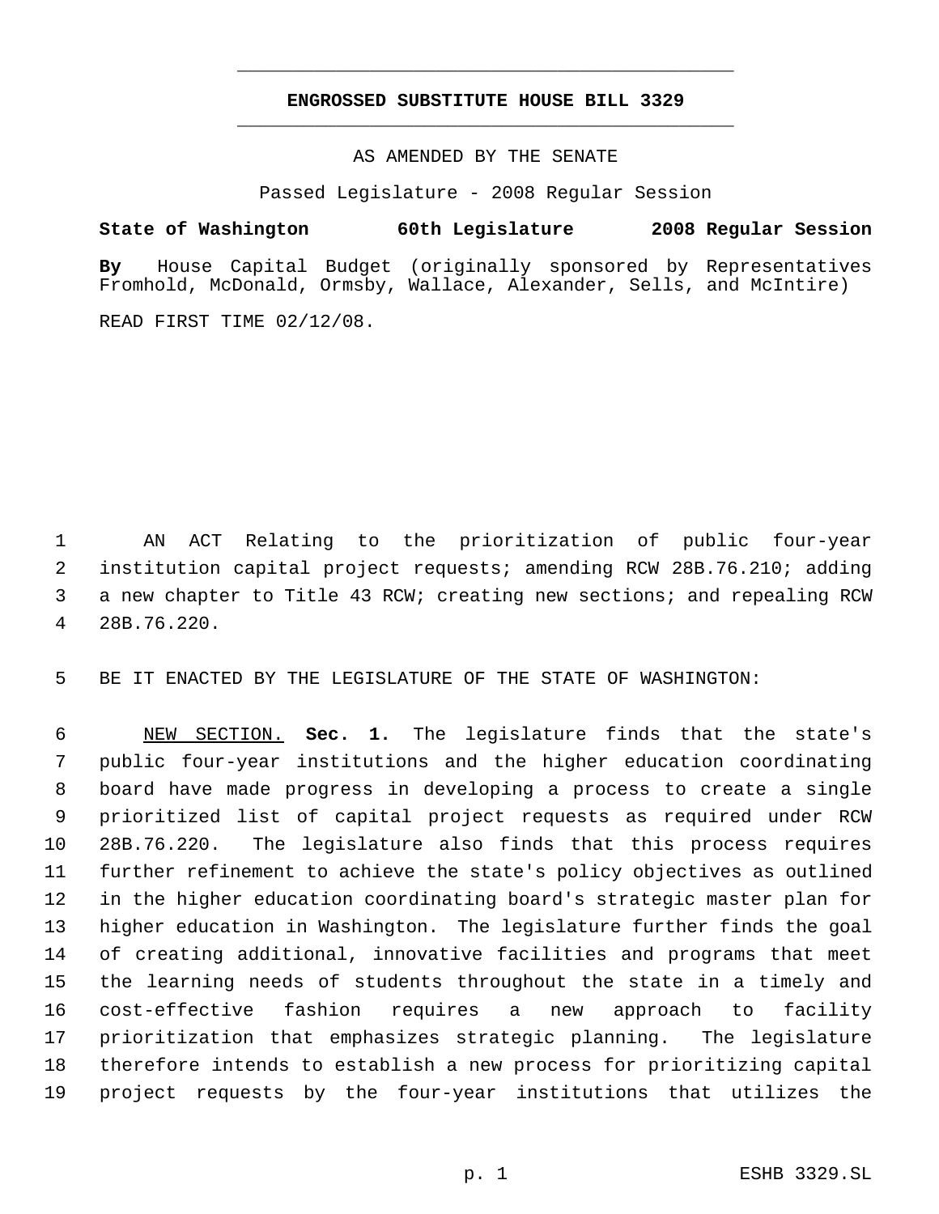**ENGROSSED SUBSTITUTE HOUSE BILL 3329**

AS AMENDED BY THE SENATE

Passed Legislature - 2008 Regular Session

**State of Washington 60th Legislature 2008 Regular Session**

**By** House Capital Budget (originally sponsored by Representatives Fromhold, McDonald, Ormsby, Wallace, Alexander, Sells, and McIntire)

READ FIRST TIME 02/12/08.

AN ACT Relating to the prioritization of public four-year institution capital project requests; amending RCW 28B.76.210; adding a new chapter to Title 43 RCW; creating new sections; and repealing RCW 28B.76.220.

BE IT ENACTED BY THE LEGISLATURE OF THE STATE OF WASHINGTON:

NEW SECTION. **Sec. 1.** The legislature finds that the state's public four-year institutions and the higher education coordinating board have made progress in developing a process to create a single prioritized list of capital project requests as required under RCW 28B.76.220. The legislature also finds that this process requires further refinement to achieve the state's policy objectives as outlined in the higher education coordinating board's strategic master plan for higher education in Washington. The legislature further finds the goal of creating additional, innovative facilities and programs that meet the learning needs of students throughout the state in a timely and cost-effective fashion requires a new approach to facility prioritization that emphasizes strategic planning. The legislature therefore intends to establish a new process for prioritizing capital project requests by the four-year institutions that utilizes the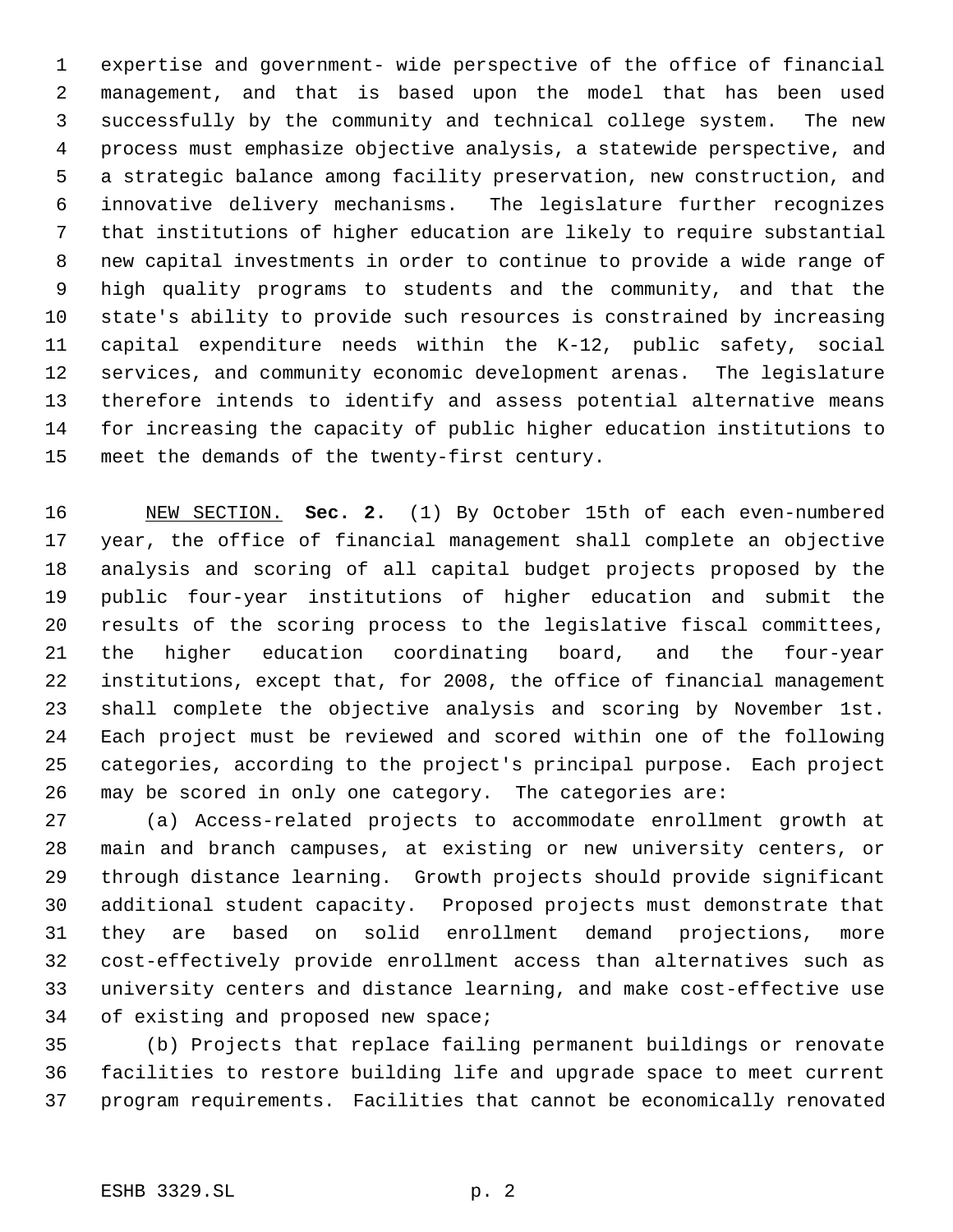expertise and government- wide perspective of the office of financial management, and that is based upon the model that has been used successfully by the community and technical college system. The new process must emphasize objective analysis, a statewide perspective, and a strategic balance among facility preservation, new construction, and innovative delivery mechanisms. The legislature further recognizes that institutions of higher education are likely to require substantial new capital investments in order to continue to provide a wide range of high quality programs to students and the community, and that the state's ability to provide such resources is constrained by increasing capital expenditure needs within the K-12, public safety, social services, and community economic development arenas. The legislature therefore intends to identify and assess potential alternative means for increasing the capacity of public higher education institutions to meet the demands of the twenty-first century.

NEW SECTION. **Sec. 2.** (1) By October 15th of each even-numbered year, the office of financial management shall complete an objective analysis and scoring of all capital budget projects proposed by the public four-year institutions of higher education and submit the results of the scoring process to the legislative fiscal committees, the higher education coordinating board, and the four-year institutions, except that, for 2008, the office of financial management shall complete the objective analysis and scoring by November 1st. Each project must be reviewed and scored within one of the following categories, according to the project's principal purpose. Each project may be scored in only one category. The categories are:

(a) Access-related projects to accommodate enrollment growth at main and branch campuses, at existing or new university centers, or through distance learning. Growth projects should provide significant additional student capacity. Proposed projects must demonstrate that they are based on solid enrollment demand projections, more cost-effectively provide enrollment access than alternatives such as university centers and distance learning, and make cost-effective use of existing and proposed new space;

(b) Projects that replace failing permanent buildings or renovate facilities to restore building life and upgrade space to meet current program requirements. Facilities that cannot be economically renovated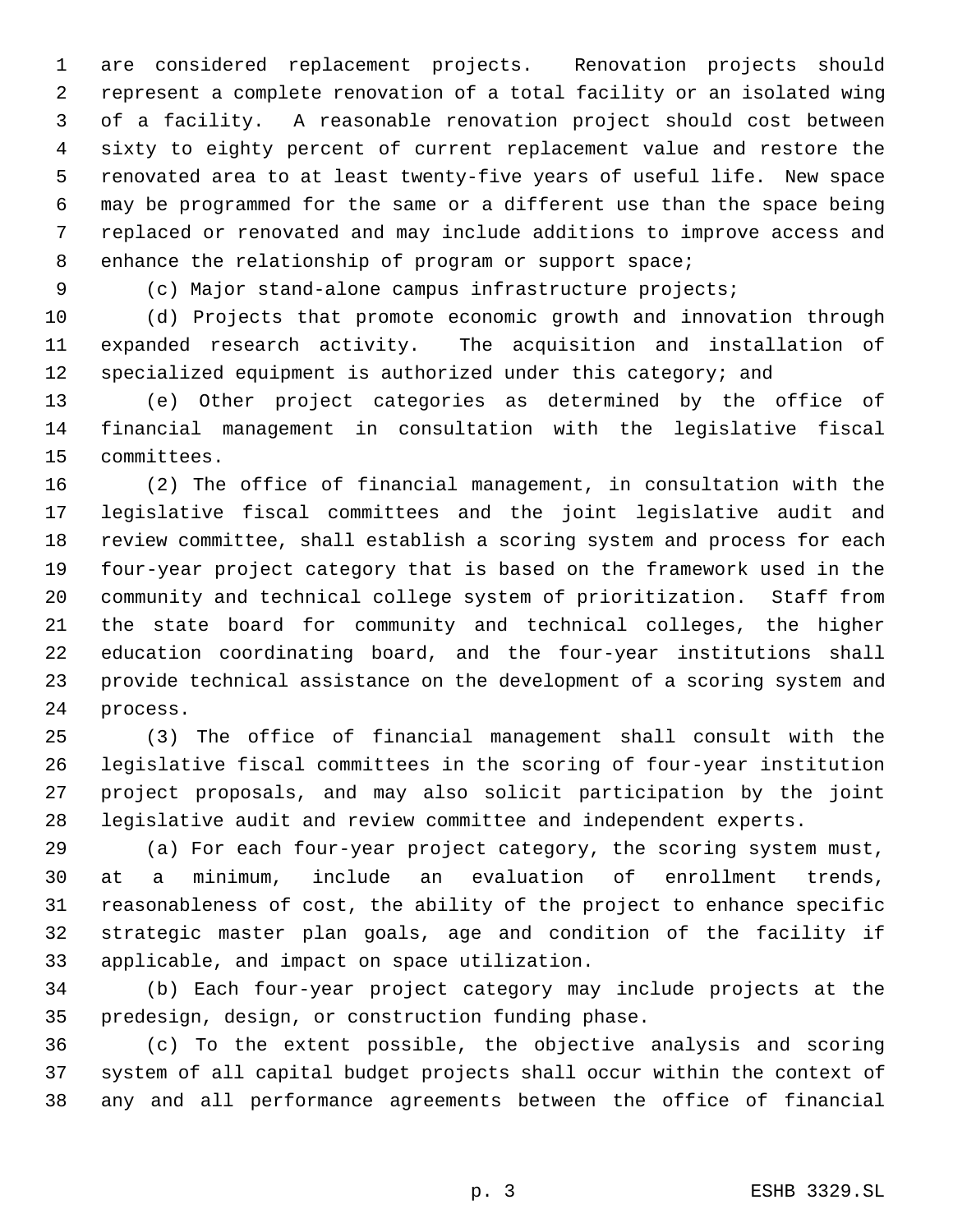are considered replacement projects. Renovation projects should represent a complete renovation of a total facility or an isolated wing of a facility. A reasonable renovation project should cost between sixty to eighty percent of current replacement value and restore the renovated area to at least twenty-five years of useful life. New space may be programmed for the same or a different use than the space being replaced or renovated and may include additions to improve access and enhance the relationship of program or support space;

(c) Major stand-alone campus infrastructure projects;

(d) Projects that promote economic growth and innovation through expanded research activity. The acquisition and installation of specialized equipment is authorized under this category; and

(e) Other project categories as determined by the office of financial management in consultation with the legislative fiscal committees.

(2) The office of financial management, in consultation with the legislative fiscal committees and the joint legislative audit and review committee, shall establish a scoring system and process for each four-year project category that is based on the framework used in the community and technical college system of prioritization. Staff from the state board for community and technical colleges, the higher education coordinating board, and the four-year institutions shall provide technical assistance on the development of a scoring system and process.

(3) The office of financial management shall consult with the legislative fiscal committees in the scoring of four-year institution project proposals, and may also solicit participation by the joint legislative audit and review committee and independent experts.

(a) For each four-year project category, the scoring system must, at a minimum, include an evaluation of enrollment trends, reasonableness of cost, the ability of the project to enhance specific strategic master plan goals, age and condition of the facility if applicable, and impact on space utilization.

(b) Each four-year project category may include projects at the predesign, design, or construction funding phase.

(c) To the extent possible, the objective analysis and scoring system of all capital budget projects shall occur within the context of any and all performance agreements between the office of financial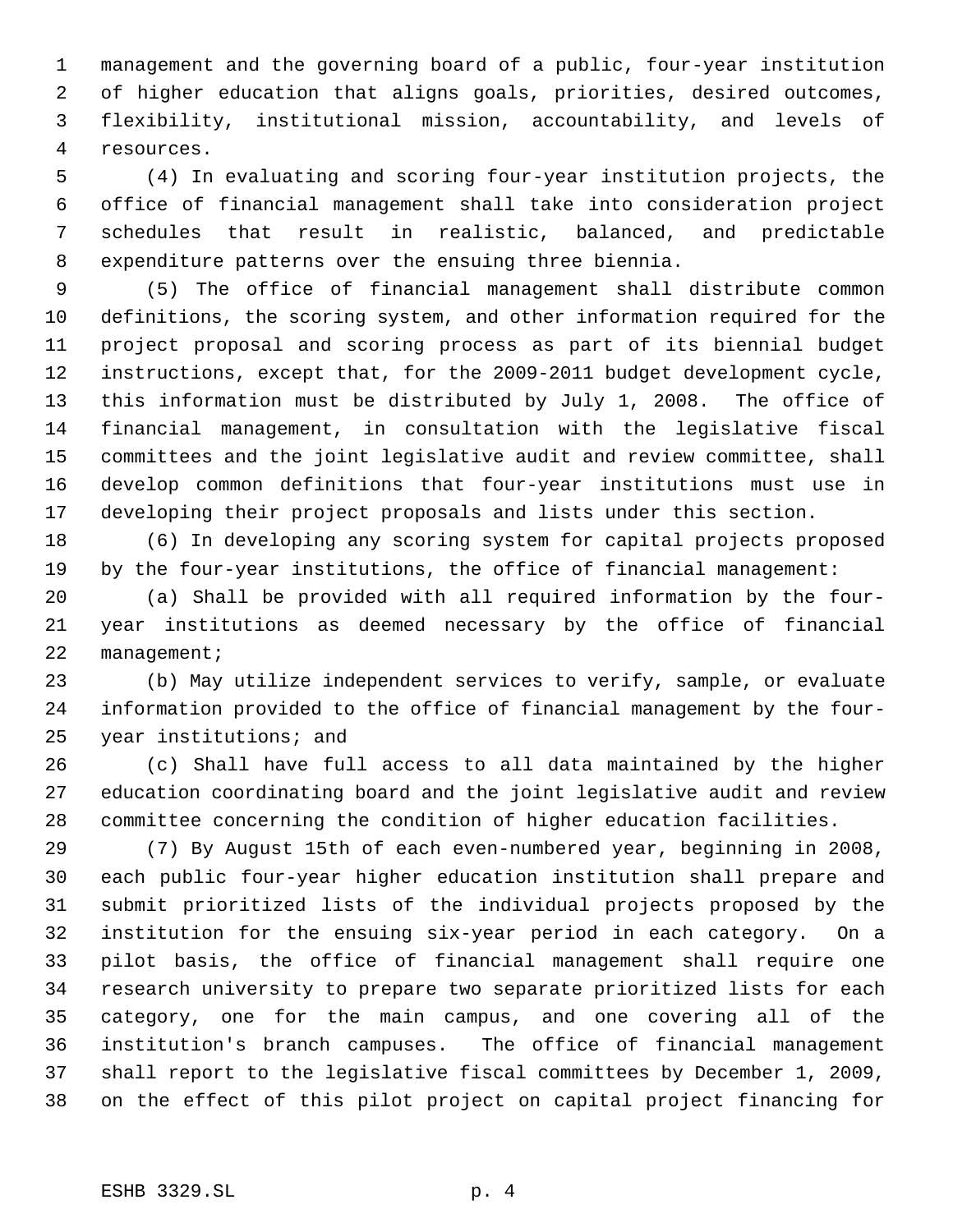management and the governing board of a public, four-year institution of higher education that aligns goals, priorities, desired outcomes, flexibility, institutional mission, accountability, and levels of resources.

(4) In evaluating and scoring four-year institution projects, the office of financial management shall take into consideration project schedules that result in realistic, balanced, and predictable expenditure patterns over the ensuing three biennia.

(5) The office of financial management shall distribute common definitions, the scoring system, and other information required for the project proposal and scoring process as part of its biennial budget instructions, except that, for the 2009-2011 budget development cycle, this information must be distributed by July 1, 2008. The office of financial management, in consultation with the legislative fiscal committees and the joint legislative audit and review committee, shall develop common definitions that four-year institutions must use in developing their project proposals and lists under this section.

(6) In developing any scoring system for capital projects proposed by the four-year institutions, the office of financial management:

(a) Shall be provided with all required information by the four-year institutions as deemed necessary by the office of financial management;

(b) May utilize independent services to verify, sample, or evaluate information provided to the office of financial management by the four-year institutions; and

(c) Shall have full access to all data maintained by the higher education coordinating board and the joint legislative audit and review committee concerning the condition of higher education facilities.

(7) By August 15th of each even-numbered year, beginning in 2008, each public four-year higher education institution shall prepare and submit prioritized lists of the individual projects proposed by the institution for the ensuing six-year period in each category. On a pilot basis, the office of financial management shall require one research university to prepare two separate prioritized lists for each category, one for the main campus, and one covering all of the institution's branch campuses. The office of financial management shall report to the legislative fiscal committees by December 1, 2009, on the effect of this pilot project on capital project financing for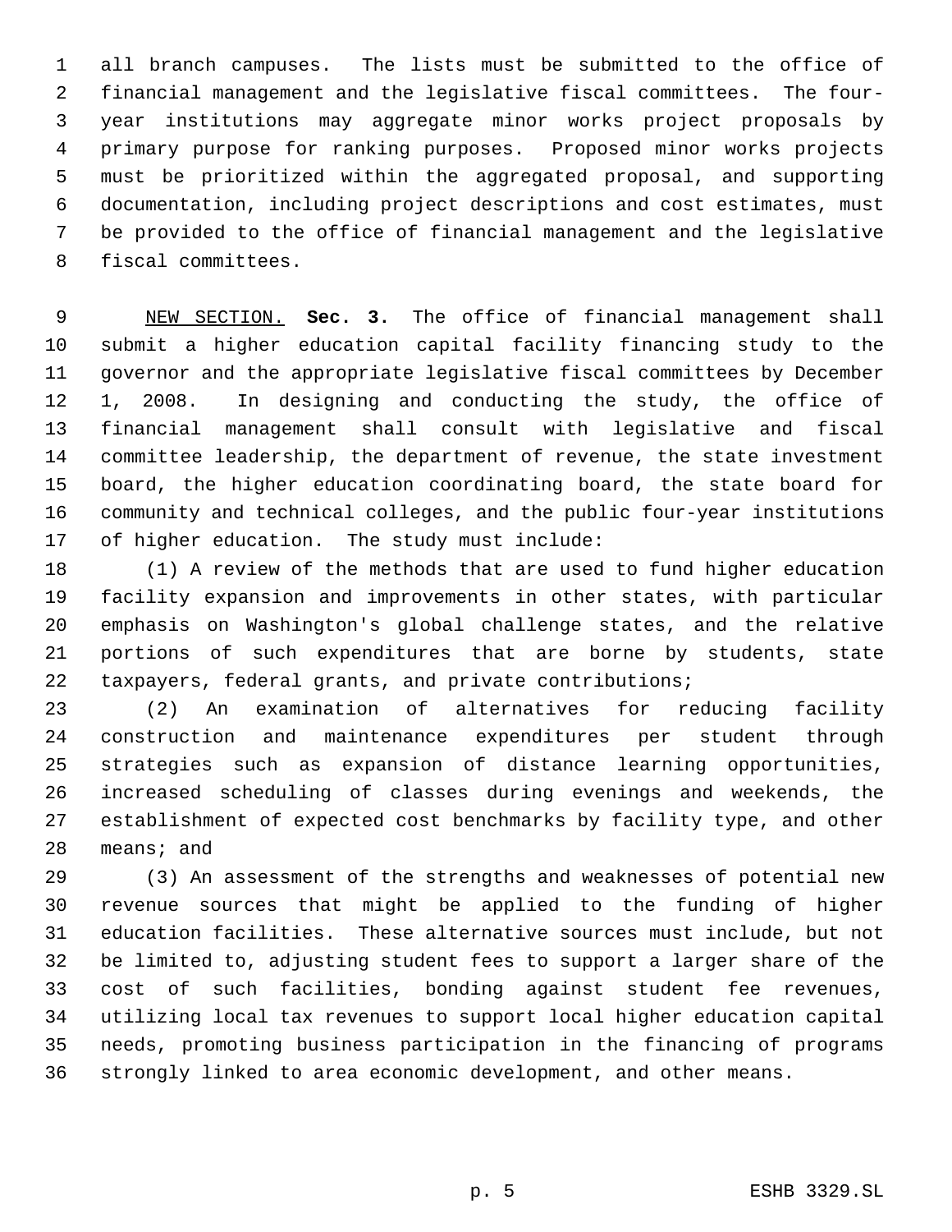all branch campuses. The lists must be submitted to the office of financial management and the legislative fiscal committees. The four-year institutions may aggregate minor works project proposals by primary purpose for ranking purposes. Proposed minor works projects must be prioritized within the aggregated proposal, and supporting documentation, including project descriptions and cost estimates, must be provided to the office of financial management and the legislative fiscal committees.

NEW SECTION. **Sec. 3.** The office of financial management shall submit a higher education capital facility financing study to the governor and the appropriate legislative fiscal committees by December 1, 2008. In designing and conducting the study, the office of financial management shall consult with legislative and fiscal committee leadership, the department of revenue, the state investment board, the higher education coordinating board, the state board for community and technical colleges, and the public four-year institutions of higher education. The study must include:

(1) A review of the methods that are used to fund higher education facility expansion and improvements in other states, with particular emphasis on Washington's global challenge states, and the relative portions of such expenditures that are borne by students, state taxpayers, federal grants, and private contributions;

(2) An examination of alternatives for reducing facility construction and maintenance expenditures per student through strategies such as expansion of distance learning opportunities, increased scheduling of classes during evenings and weekends, the establishment of expected cost benchmarks by facility type, and other means; and

(3) An assessment of the strengths and weaknesses of potential new revenue sources that might be applied to the funding of higher education facilities. These alternative sources must include, but not be limited to, adjusting student fees to support a larger share of the cost of such facilities, bonding against student fee revenues, utilizing local tax revenues to support local higher education capital needs, promoting business participation in the financing of programs strongly linked to area economic development, and other means.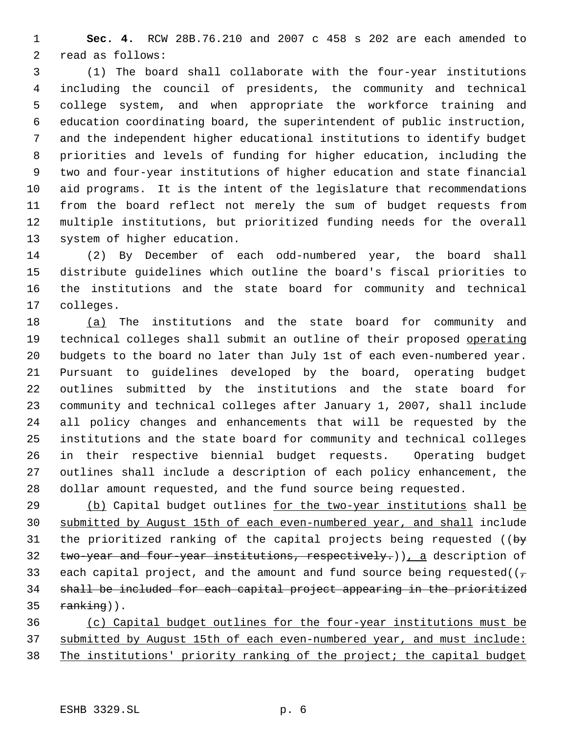**Sec. 4.** RCW 28B.76.210 and 2007 c 458 s 202 are each amended to read as follows:

(1) The board shall collaborate with the four-year institutions including the council of presidents, the community and technical college system, and when appropriate the workforce training and education coordinating board, the superintendent of public instruction, and the independent higher educational institutions to identify budget priorities and levels of funding for higher education, including the two and four-year institutions of higher education and state financial aid programs. It is the intent of the legislature that recommendations from the board reflect not merely the sum of budget requests from multiple institutions, but prioritized funding needs for the overall system of higher education.

(2) By December of each odd-numbered year, the board shall distribute guidelines which outline the board's fiscal priorities to the institutions and the state board for community and technical colleges.

(a) The institutions and the state board for community and technical colleges shall submit an outline of their proposed operating budgets to the board no later than July 1st of each even-numbered year. Pursuant to guidelines developed by the board, operating budget outlines submitted by the institutions and the state board for community and technical colleges after January 1, 2007, shall include all policy changes and enhancements that will be requested by the institutions and the state board for community and technical colleges in their respective biennial budget requests. Operating budget outlines shall include a description of each policy enhancement, the dollar amount requested, and the fund source being requested.

(b) Capital budget outlines for the two-year institutions shall be submitted by August 15th of each even-numbered year, and shall include the prioritized ranking of the capital projects being requested ((~~by two-year and four-year institutions, respectively.~~)), a description of each capital project, and the amount and fund source being requested((~~, shall be included for each capital project appearing in the prioritized ranking~~)).

(c) Capital budget outlines for the four-year institutions must be submitted by August 15th of each even-numbered year, and must include: The institutions' priority ranking of the project; the capital budget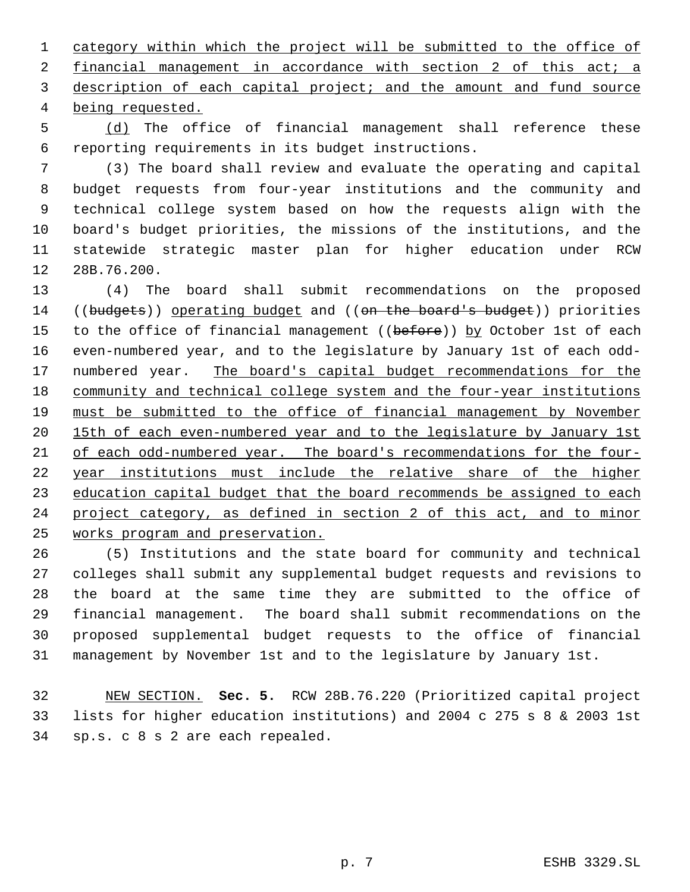category within which the project will be submitted to the office of financial management in accordance with section 2 of this act; a description of each capital project; and the amount and fund source being requested.

(d) The office of financial management shall reference these reporting requirements in its budget instructions.

(3) The board shall review and evaluate the operating and capital budget requests from four-year institutions and the community and technical college system based on how the requests align with the board's budget priorities, the missions of the institutions, and the statewide strategic master plan for higher education under RCW 28B.76.200.

(4) The board shall submit recommendations on the proposed ((budgets)) operating budget and ((on the board's budget)) priorities to the office of financial management ((before)) by October 1st of each even-numbered year, and to the legislature by January 1st of each odd-numbered year. The board's capital budget recommendations for the community and technical college system and the four-year institutions must be submitted to the office of financial management by November 15th of each even-numbered year and to the legislature by January 1st of each odd-numbered year. The board's recommendations for the four-year institutions must include the relative share of the higher education capital budget that the board recommends be assigned to each project category, as defined in section 2 of this act, and to minor works program and preservation.

(5) Institutions and the state board for community and technical colleges shall submit any supplemental budget requests and revisions to the board at the same time they are submitted to the office of financial management. The board shall submit recommendations on the proposed supplemental budget requests to the office of financial management by November 1st and to the legislature by January 1st.

NEW SECTION. **Sec. 5.** RCW 28B.76.220 (Prioritized capital project lists for higher education institutions) and 2004 c 275 s 8 & 2003 1st sp.s. c 8 s 2 are each repealed.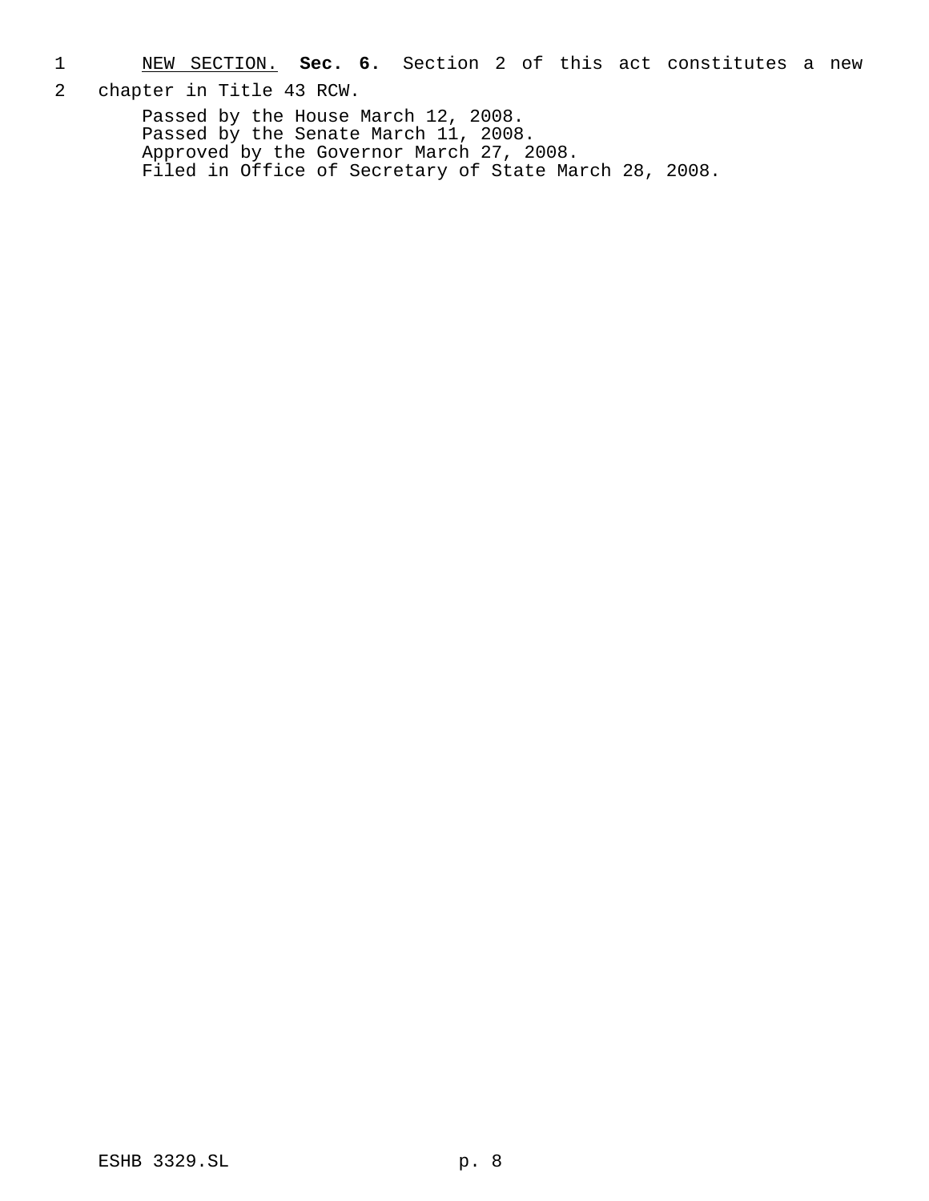NEW SECTION. **Sec. 6.** Section 2 of this act constitutes a new chapter in Title 43 RCW.

Passed by the House March 12, 2008.
Passed by the Senate March 11, 2008.
Approved by the Governor March 27, 2008.
Filed in Office of Secretary of State March 28, 2008.